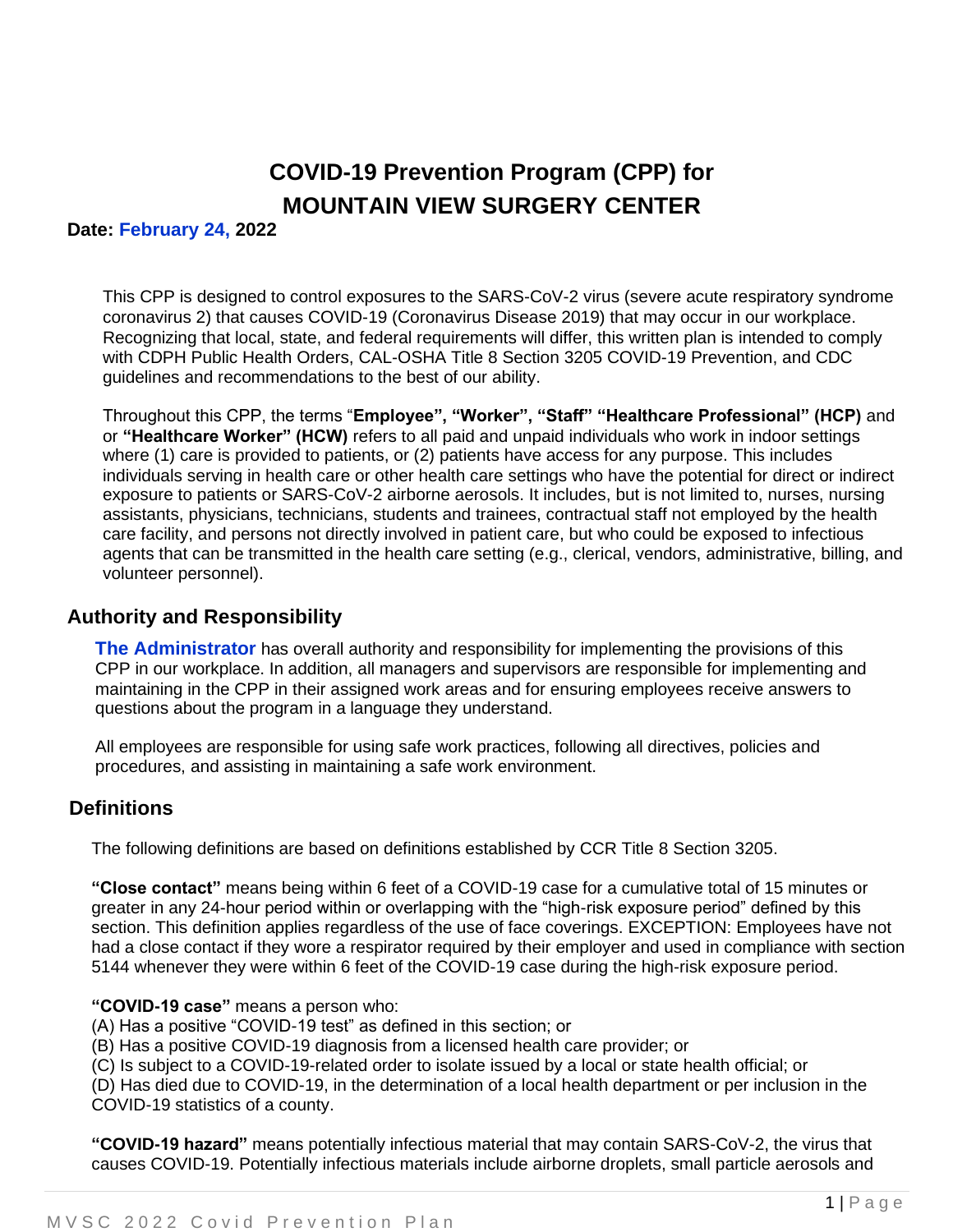# COVID-19 Prevention Program (CPP) for MOUNTAIN VIEW SURGERY CENTER

**Date: February 24, 2022**

This CPP is designed to control exposures to the SARS-CoV-2 virus (severe acute respiratory syndrome coronavirus 2) that causes COVID-19 (Coronavirus Disease 2019) that may occur in our workplace. Recognizing that local, state, and federal requirements will differ, this written plan is intended to comply with CDPH Public Health Orders, CAL-OSHA Title 8 Section 3205 COVID-19 Prevention, and CDC guidelines and recommendations to the best of our ability.

Throughout this CPP, the terms "**Employee", "Worker", "Staff" "Healthcare Professional" (HCP)** and or **"Healthcare Worker" (HCW)** refers to all paid and unpaid individuals who work in indoor settings where (1) care is provided to patients, or (2) patients have access for any purpose. This includes individuals serving in health care or other health care settings who have the potential for direct or indirect exposure to patients or SARS-CoV-2 airborne aerosols. It includes, but is not limited to, nurses, nursing assistants, physicians, technicians, students and trainees, contractual staff not employed by the health care facility, and persons not directly involved in patient care, but who could be exposed to infectious agents that can be transmitted in the health care setting (e.g., clerical, vendors, administrative, billing, and volunteer personnel).

## Authority and Responsibility

**The Administrator** has overall authority and responsibility for implementing the provisions of this CPP in our workplace. In addition, all managers and supervisors are responsible for implementing and maintaining in the CPP in their assigned work areas and for ensuring employees receive answers to questions about the program in a language they understand.

All employees are responsible for using safe work practices, following all directives, policies and procedures, and assisting in maintaining a safe work environment.

## Definitions

The following definitions are based on definitions established by CCR Title 8 Section 3205.

**"Close contact"** means being within 6 feet of a COVID-19 case for a cumulative total of 15 minutes or greater in any 24-hour period within or overlapping with the "high-risk exposure period" defined by this section. This definition applies regardless of the use of face coverings. EXCEPTION: Employees have not had a close contact if they wore a respirator required by their employer and used in compliance with section 5144 whenever they were within 6 feet of the COVID-19 case during the high-risk exposure period.

**"COVID-19 case"** means a person who:
(A) Has a positive "COVID-19 test" as defined in this section; or
(B) Has a positive COVID-19 diagnosis from a licensed health care provider; or
(C) Is subject to a COVID-19-related order to isolate issued by a local or state health official; or
(D) Has died due to COVID-19, in the determination of a local health department or per inclusion in the COVID-19 statistics of a county.

**"COVID-19 hazard"** means potentially infectious material that may contain SARS-CoV-2, the virus that causes COVID-19. Potentially infectious materials include airborne droplets, small particle aerosols and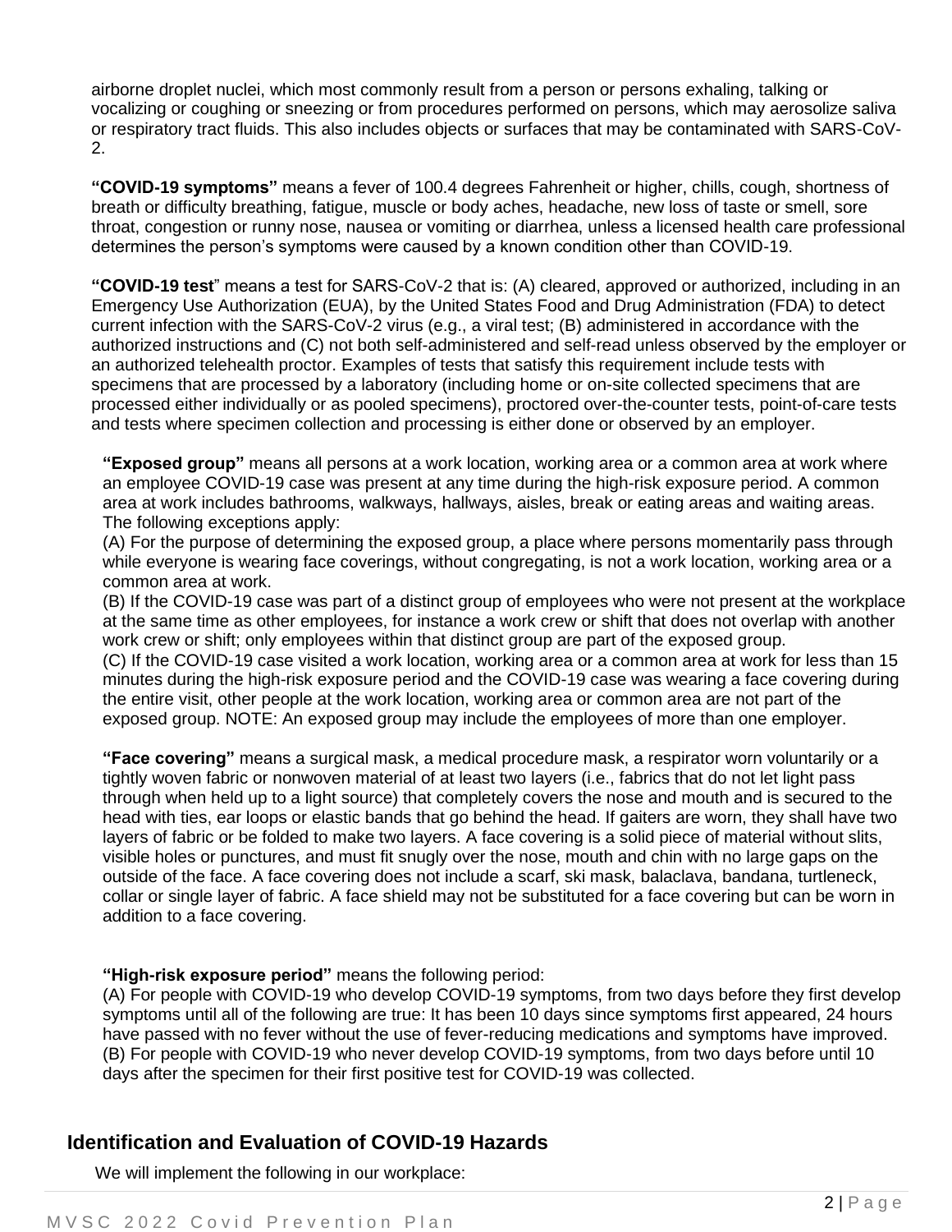airborne droplet nuclei, which most commonly result from a person or persons exhaling, talking or vocalizing or coughing or sneezing or from procedures performed on persons, which may aerosolize saliva or respiratory tract fluids. This also includes objects or surfaces that may be contaminated with SARS-CoV-2.

**"COVID-19 symptoms"** means a fever of 100.4 degrees Fahrenheit or higher, chills, cough, shortness of breath or difficulty breathing, fatigue, muscle or body aches, headache, new loss of taste or smell, sore throat, congestion or runny nose, nausea or vomiting or diarrhea, unless a licensed health care professional determines the person's symptoms were caused by a known condition other than COVID-19.

**"COVID-19 test"** means a test for SARS-CoV-2 that is: (A) cleared, approved or authorized, including in an Emergency Use Authorization (EUA), by the United States Food and Drug Administration (FDA) to detect current infection with the SARS-CoV-2 virus (e.g., a viral test; (B) administered in accordance with the authorized instructions and (C) not both self-administered and self-read unless observed by the employer or an authorized telehealth proctor. Examples of tests that satisfy this requirement include tests with specimens that are processed by a laboratory (including home or on-site collected specimens that are processed either individually or as pooled specimens), proctored over-the-counter tests, point-of-care tests and tests where specimen collection and processing is either done or observed by an employer.

**"Exposed group"** means all persons at a work location, working area or a common area at work where an employee COVID-19 case was present at any time during the high-risk exposure period. A common area at work includes bathrooms, walkways, hallways, aisles, break or eating areas and waiting areas. The following exceptions apply:
(A) For the purpose of determining the exposed group, a place where persons momentarily pass through while everyone is wearing face coverings, without congregating, is not a work location, working area or a common area at work.
(B) If the COVID-19 case was part of a distinct group of employees who were not present at the workplace at the same time as other employees, for instance a work crew or shift that does not overlap with another work crew or shift; only employees within that distinct group are part of the exposed group.
(C) If the COVID-19 case visited a work location, working area or a common area at work for less than 15 minutes during the high-risk exposure period and the COVID-19 case was wearing a face covering during the entire visit, other people at the work location, working area or common area are not part of the exposed group. NOTE: An exposed group may include the employees of more than one employer.

**"Face covering"** means a surgical mask, a medical procedure mask, a respirator worn voluntarily or a tightly woven fabric or nonwoven material of at least two layers (i.e., fabrics that do not let light pass through when held up to a light source) that completely covers the nose and mouth and is secured to the head with ties, ear loops or elastic bands that go behind the head. If gaiters are worn, they shall have two layers of fabric or be folded to make two layers. A face covering is a solid piece of material without slits, visible holes or punctures, and must fit snugly over the nose, mouth and chin with no large gaps on the outside of the face. A face covering does not include a scarf, ski mask, balaclava, bandana, turtleneck, collar or single layer of fabric. A face shield may not be substituted for a face covering but can be worn in addition to a face covering.

**"High-risk exposure period"** means the following period:
(A) For people with COVID-19 who develop COVID-19 symptoms, from two days before they first develop symptoms until all of the following are true: It has been 10 days since symptoms first appeared, 24 hours have passed with no fever without the use of fever-reducing medications and symptoms have improved.
(B) For people with COVID-19 who never develop COVID-19 symptoms, from two days before until 10 days after the specimen for their first positive test for COVID-19 was collected.

## Identification and Evaluation of COVID-19 Hazards

We will implement the following in our workplace: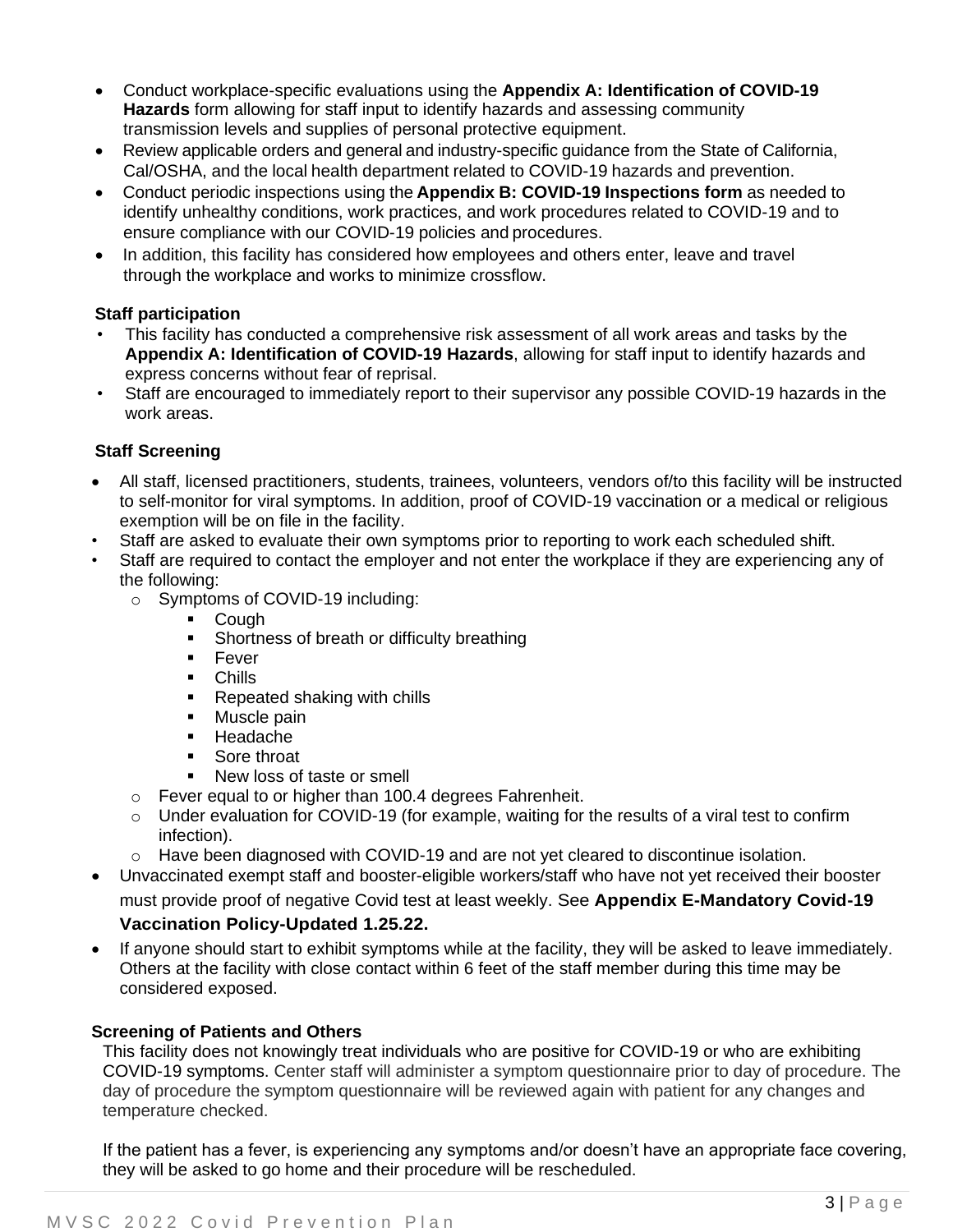- Conduct workplace-specific evaluations using the **Appendix A: Identification of COVID-19 Hazards** form allowing for staff input to identify hazards and assessing community transmission levels and supplies of personal protective equipment.
- Review applicable orders and general and industry-specific guidance from the State of California, Cal/OSHA, and the local health department related to COVID-19 hazards and prevention.
- Conduct periodic inspections using the **Appendix B: COVID-19 Inspections form** as needed to identify unhealthy conditions, work practices, and work procedures related to COVID-19 and to ensure compliance with our COVID-19 policies and procedures.
- In addition, this facility has considered how employees and others enter, leave and travel through the workplace and works to minimize crossflow.

**Staff participation**

- This facility has conducted a comprehensive risk assessment of all work areas and tasks by the **Appendix A: Identification of COVID-19 Hazards**, allowing for staff input to identify hazards and express concerns without fear of reprisal.
- Staff are encouraged to immediately report to their supervisor any possible COVID-19 hazards in the work areas.

**Staff Screening**

- All staff, licensed practitioners, students, trainees, volunteers, vendors of/to this facility will be instructed to self-monitor for viral symptoms. In addition, proof of COVID-19 vaccination or a medical or religious exemption will be on file in the facility.
- Staff are asked to evaluate their own symptoms prior to reporting to work each scheduled shift.
- Staff are required to contact the employer and not enter the workplace if they are experiencing any of the following:
  - Symptoms of COVID-19 including:
    - Cough
    - Shortness of breath or difficulty breathing
    - Fever
    - Chills
    - Repeated shaking with chills
    - Muscle pain
    - Headache
    - Sore throat
    - New loss of taste or smell
  - Fever equal to or higher than 100.4 degrees Fahrenheit.
  - Under evaluation for COVID-19 (for example, waiting for the results of a viral test to confirm infection).
  - Have been diagnosed with COVID-19 and are not yet cleared to discontinue isolation.
- Unvaccinated exempt staff and booster-eligible workers/staff who have not yet received their booster must provide proof of negative Covid test at least weekly. See **Appendix E-Mandatory Covid-19 Vaccination Policy-Updated 1.25.22.**
- If anyone should start to exhibit symptoms while at the facility, they will be asked to leave immediately. Others at the facility with close contact within 6 feet of the staff member during this time may be considered exposed.

**Screening of Patients and Others**

This facility does not knowingly treat individuals who are positive for COVID-19 or who are exhibiting COVID-19 symptoms. Center staff will administer a symptom questionnaire prior to day of procedure. The day of procedure the symptom questionnaire will be reviewed again with patient for any changes and temperature checked.

If the patient has a fever, is experiencing any symptoms and/or doesn't have an appropriate face covering, they will be asked to go home and their procedure will be rescheduled.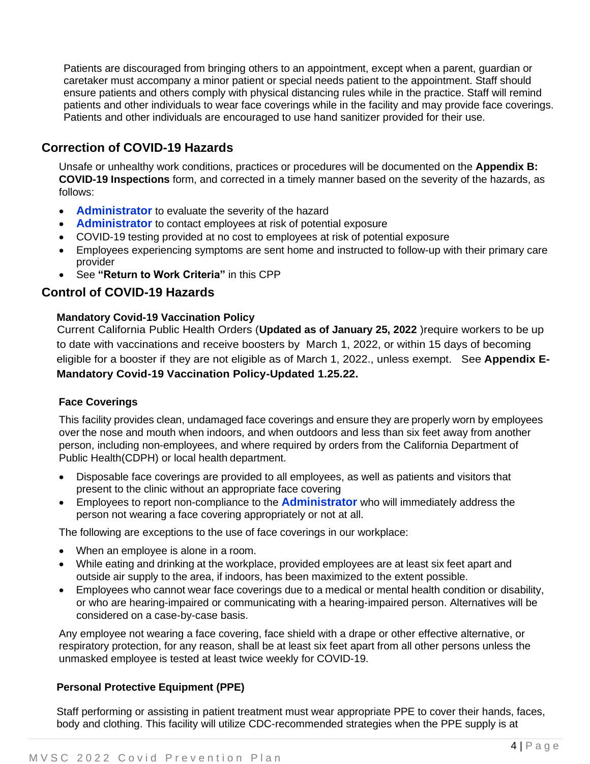Patients are discouraged from bringing others to an appointment, except when a parent, guardian or caretaker must accompany a minor patient or special needs patient to the appointment. Staff should ensure patients and others comply with physical distancing rules while in the practice. Staff will remind patients and other individuals to wear face coverings while in the facility and may provide face coverings. Patients and other individuals are encouraged to use hand sanitizer provided for their use.

## Correction of COVID-19 Hazards

Unsafe or unhealthy work conditions, practices or procedures will be documented on the **Appendix B: COVID-19 Inspections** form, and corrected in a timely manner based on the severity of the hazards, as follows:

- **Administrator** to evaluate the severity of the hazard
- **Administrator** to contact employees at risk of potential exposure
- COVID-19 testing provided at no cost to employees at risk of potential exposure
- Employees experiencing symptoms are sent home and instructed to follow-up with their primary care provider
- See **"Return to Work Criteria"** in this CPP

## Control of COVID-19 Hazards

### Mandatory Covid-19 Vaccination Policy

Current California Public Health Orders (**Updated as of January 25, 2022** )require workers to be up to date with vaccinations and receive boosters by March 1, 2022, or within 15 days of becoming eligible for a booster if they are not eligible as of March 1, 2022., unless exempt. See **Appendix E-Mandatory Covid-19 Vaccination Policy-Updated 1.25.22.**

### Face Coverings

This facility provides clean, undamaged face coverings and ensure they are properly worn by employees over the nose and mouth when indoors, and when outdoors and less than six feet away from another person, including non-employees, and where required by orders from the California Department of Public Health(CDPH) or local health department.

- Disposable face coverings are provided to all employees, as well as patients and visitors that present to the clinic without an appropriate face covering
- Employees to report non-compliance to the **Administrator** who will immediately address the person not wearing a face covering appropriately or not at all.

The following are exceptions to the use of face coverings in our workplace:

- When an employee is alone in a room.
- While eating and drinking at the workplace, provided employees are at least six feet apart and outside air supply to the area, if indoors, has been maximized to the extent possible.
- Employees who cannot wear face coverings due to a medical or mental health condition or disability, or who are hearing-impaired or communicating with a hearing-impaired person. Alternatives will be considered on a case-by-case basis.

Any employee not wearing a face covering, face shield with a drape or other effective alternative, or respiratory protection, for any reason, shall be at least six feet apart from all other persons unless the unmasked employee is tested at least twice weekly for COVID-19.

### Personal Protective Equipment (PPE)

Staff performing or assisting in patient treatment must wear appropriate PPE to cover their hands, faces, body and clothing. This facility will utilize CDC-recommended strategies when the PPE supply is at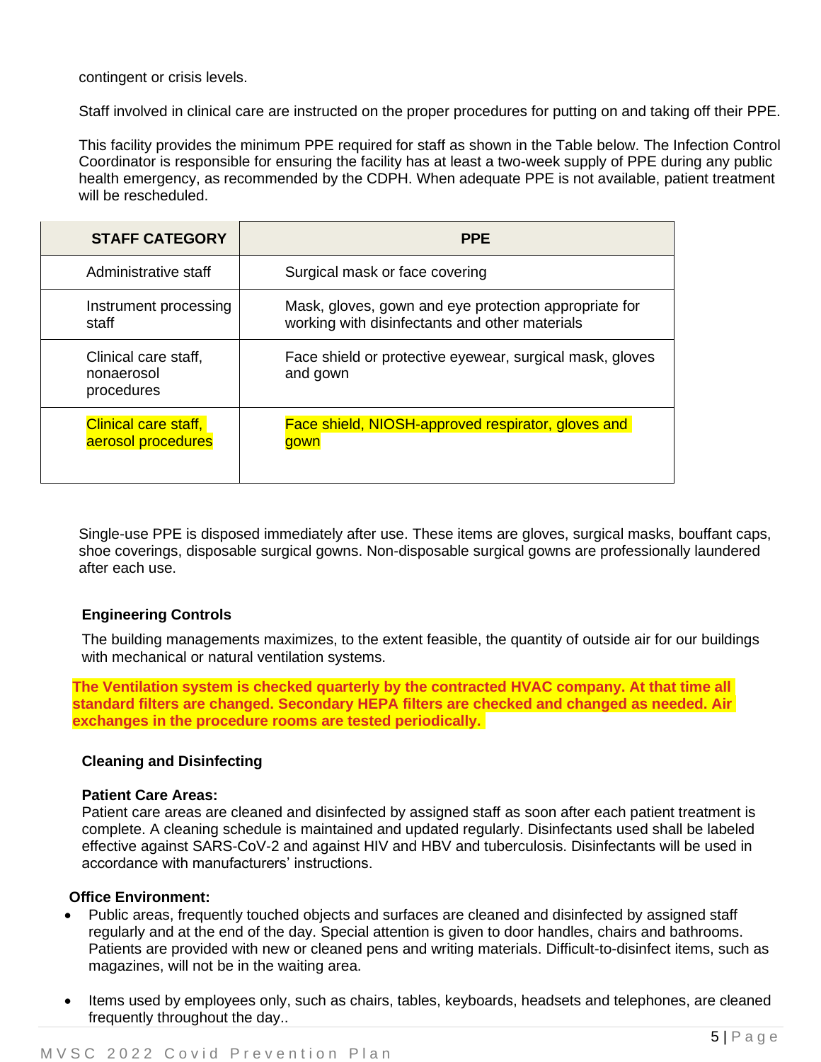contingent or crisis levels.

Staff involved in clinical care are instructed on the proper procedures for putting on and taking off their PPE.

This facility provides the minimum PPE required for staff as shown in the Table below. The Infection Control Coordinator is responsible for ensuring the facility has at least a two-week supply of PPE during any public health emergency, as recommended by the CDPH. When adequate PPE is not available, patient treatment will be rescheduled.

| STAFF CATEGORY | PPE |
|---|---|
| Administrative staff | Surgical mask or face covering |
| Instrument processing staff | Mask, gloves, gown and eye protection appropriate for working with disinfectants and other materials |
| Clinical care staff, nonaerosol procedures | Face shield or protective eyewear, surgical mask, gloves and gown |
| Clinical care staff, aerosol procedures | Face shield, NIOSH-approved respirator, gloves and gown |

Single-use PPE is disposed immediately after use. These items are gloves, surgical masks, bouffant caps, shoe coverings, disposable surgical gowns. Non-disposable surgical gowns are professionally laundered after each use.

### Engineering Controls

The building managements maximizes, to the extent feasible, the quantity of outside air for our buildings with mechanical or natural ventilation systems.

**The Ventilation system is checked quarterly by the contracted HVAC company. At that time all standard filters are changed. Secondary HEPA filters are checked and changed as needed. Air exchanges in the procedure rooms are tested periodically.**

### Cleaning and Disinfecting

**Patient Care Areas:**
Patient care areas are cleaned and disinfected by assigned staff as soon after each patient treatment is complete. A cleaning schedule is maintained and updated regularly. Disinfectants used shall be labeled effective against SARS-CoV-2 and against HIV and HBV and tuberculosis. Disinfectants will be used in accordance with manufacturers' instructions.

**Office Environment:**

- Public areas, frequently touched objects and surfaces are cleaned and disinfected by assigned staff regularly and at the end of the day. Special attention is given to door handles, chairs and bathrooms. Patients are provided with new or cleaned pens and writing materials. Difficult-to-disinfect items, such as magazines, will not be in the waiting area.

- Items used by employees only, such as chairs, tables, keyboards, headsets and telephones, are cleaned frequently throughout the day..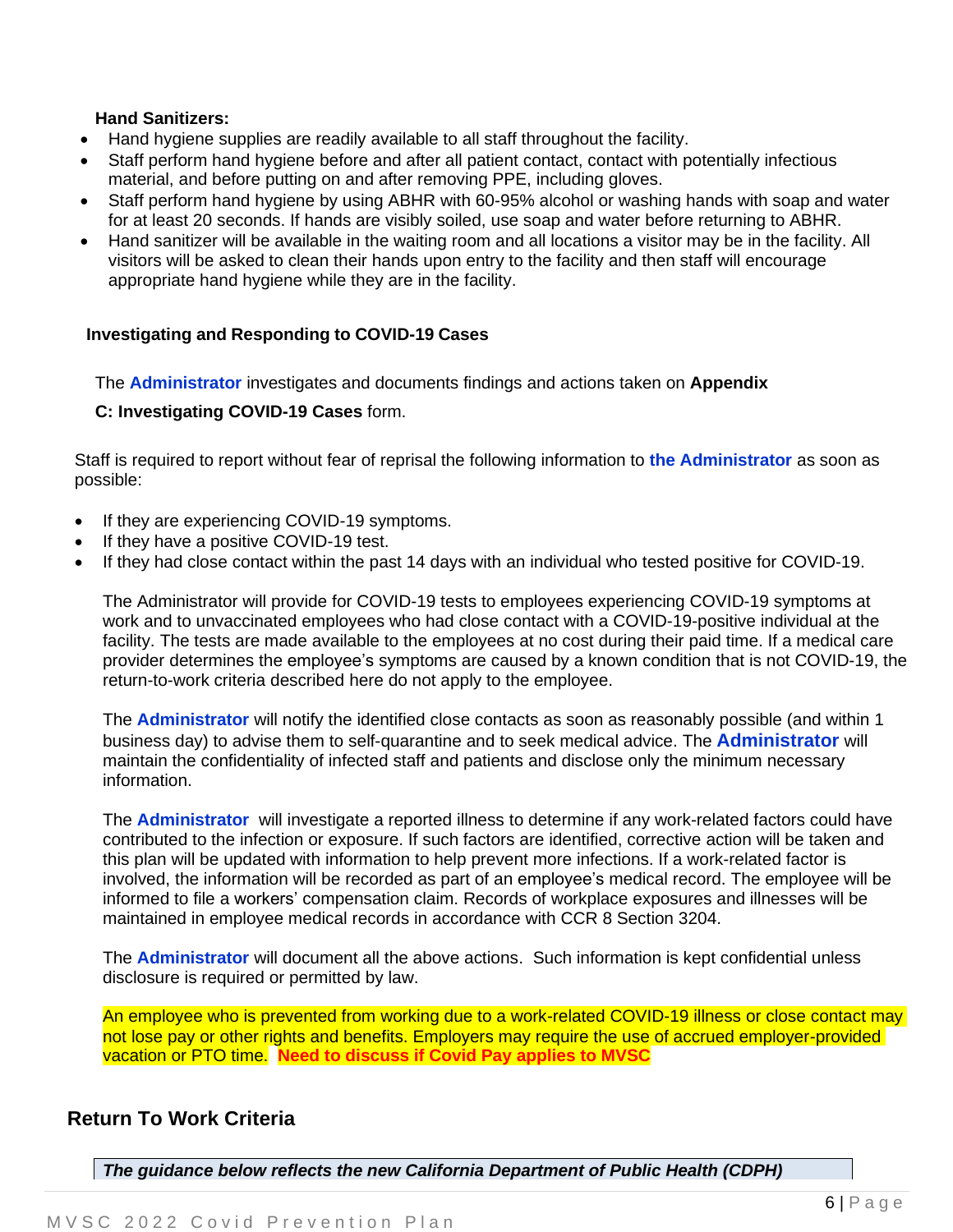**Hand Sanitizers:**

- Hand hygiene supplies are readily available to all staff throughout the facility.
- Staff perform hand hygiene before and after all patient contact, contact with potentially infectious material, and before putting on and after removing PPE, including gloves.
- Staff perform hand hygiene by using ABHR with 60-95% alcohol or washing hands with soap and water for at least 20 seconds. If hands are visibly soiled, use soap and water before returning to ABHR.
- Hand sanitizer will be available in the waiting room and all locations a visitor may be in the facility. All visitors will be asked to clean their hands upon entry to the facility and then staff will encourage appropriate hand hygiene while they are in the facility.

### Investigating and Responding to COVID-19 Cases

The **Administrator** investigates and documents findings and actions taken on **Appendix C: Investigating COVID-19 Cases** form.

Staff is required to report without fear of reprisal the following information to **the Administrator** as soon as possible:

- If they are experiencing COVID-19 symptoms.
- If they have a positive COVID-19 test.
- If they had close contact within the past 14 days with an individual who tested positive for COVID-19.

The Administrator will provide for COVID-19 tests to employees experiencing COVID-19 symptoms at work and to unvaccinated employees who had close contact with a COVID-19-positive individual at the facility. The tests are made available to the employees at no cost during their paid time. If a medical care provider determines the employee's symptoms are caused by a known condition that is not COVID-19, the return-to-work criteria described here do not apply to the employee.

The **Administrator** will notify the identified close contacts as soon as reasonably possible (and within 1 business day) to advise them to self-quarantine and to seek medical advice. The **Administrator** will maintain the confidentiality of infected staff and patients and disclose only the minimum necessary information.

The **Administrator** will investigate a reported illness to determine if any work-related factors could have contributed to the infection or exposure. If such factors are identified, corrective action will be taken and this plan will be updated with information to help prevent more infections. If a work-related factor is involved, the information will be recorded as part of an employee's medical record. The employee will be informed to file a workers' compensation claim. Records of workplace exposures and illnesses will be maintained in employee medical records in accordance with CCR 8 Section 3204.

The **Administrator** will document all the above actions. Such information is kept confidential unless disclosure is required or permitted by law.

An employee who is prevented from working due to a work-related COVID-19 illness or close contact may not lose pay or other rights and benefits. Employers may require the use of accrued employer-provided vacation or PTO time. **Need to discuss if Covid Pay applies to MVSC**

## Return To Work Criteria

***The guidance below reflects the new California Department of Public Health (CDPH)***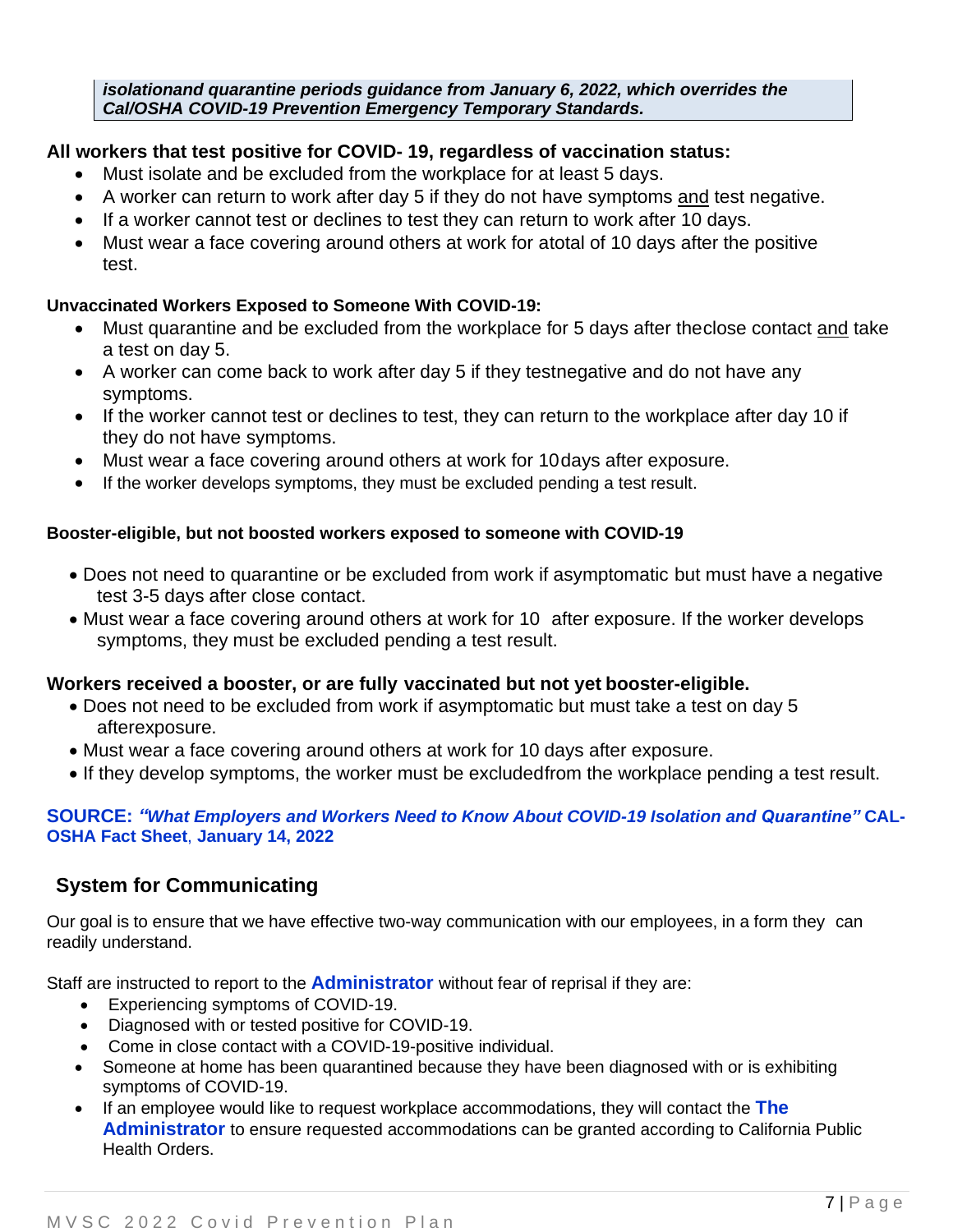***isolationand quarantine periods guidance from January 6, 2022, which overrides the Cal/OSHA COVID-19 Prevention Emergency Temporary Standards.***

**All workers that test positive for COVID- 19, regardless of vaccination status:**

- Must isolate and be excluded from the workplace for at least 5 days.
- A worker can return to work after day 5 if they do not have symptoms and test negative.
- If a worker cannot test or declines to test they can return to work after 10 days.
- Must wear a face covering around others at work for atotal of 10 days after the positive test.

**Unvaccinated Workers Exposed to Someone With COVID-19:**

- Must quarantine and be excluded from the workplace for 5 days after theclose contact and take a test on day 5.
- A worker can come back to work after day 5 if they testnegative and do not have any symptoms.
- If the worker cannot test or declines to test, they can return to the workplace after day 10 if they do not have symptoms.
- Must wear a face covering around others at work for 10days after exposure.
- If the worker develops symptoms, they must be excluded pending a test result.

**Booster-eligible, but not boosted workers exposed to someone with COVID-19**

- Does not need to quarantine or be excluded from work if asymptomatic but must have a negative test 3-5 days after close contact.
- Must wear a face covering around others at work for 10 after exposure. If the worker develops symptoms, they must be excluded pending a test result.

**Workers received a booster, or are fully vaccinated but not yet booster-eligible.**

- Does not need to be excluded from work if asymptomatic but must take a test on day 5 afterexposure.
- Must wear a face covering around others at work for 10 days after exposure.
- If they develop symptoms, the worker must be excludedfrom the workplace pending a test result.

**SOURCE: *"What Employers and Workers Need to Know About COVID-19 Isolation and Quarantine"* CAL-OSHA Fact Sheet, January 14, 2022**

## System for Communicating

Our goal is to ensure that we have effective two-way communication with our employees, in a form they can readily understand.

Staff are instructed to report to the **Administrator** without fear of reprisal if they are:

- Experiencing symptoms of COVID-19.
- Diagnosed with or tested positive for COVID-19.
- Come in close contact with a COVID-19-positive individual.
- Someone at home has been quarantined because they have been diagnosed with or is exhibiting symptoms of COVID-19.
- If an employee would like to request workplace accommodations, they will contact the **The Administrator** to ensure requested accommodations can be granted according to California Public Health Orders.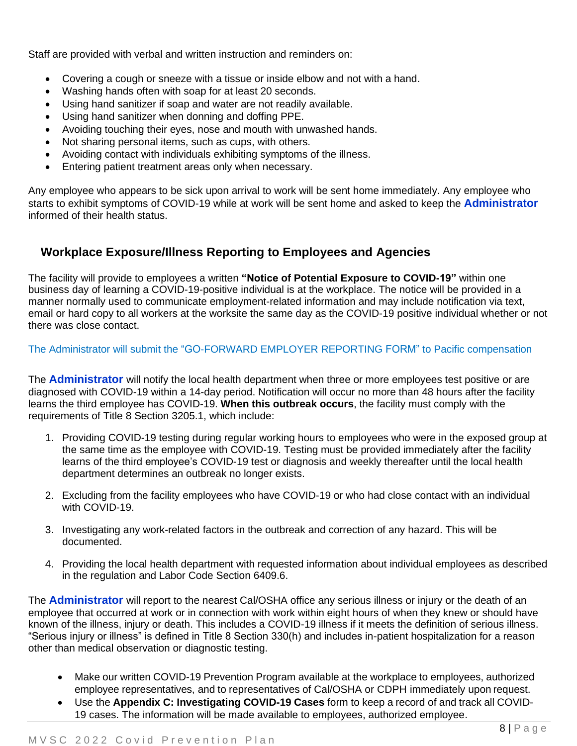Staff are provided with verbal and written instruction and reminders on:

- Covering a cough or sneeze with a tissue or inside elbow and not with a hand.
- Washing hands often with soap for at least 20 seconds.
- Using hand sanitizer if soap and water are not readily available.
- Using hand sanitizer when donning and doffing PPE.
- Avoiding touching their eyes, nose and mouth with unwashed hands.
- Not sharing personal items, such as cups, with others.
- Avoiding contact with individuals exhibiting symptoms of the illness.
- Entering patient treatment areas only when necessary.

Any employee who appears to be sick upon arrival to work will be sent home immediately. Any employee who starts to exhibit symptoms of COVID-19 while at work will be sent home and asked to keep the **Administrator** informed of their health status.

## Workplace Exposure/Illness Reporting to Employees and Agencies

The facility will provide to employees a written **"Notice of Potential Exposure to COVID-19"** within one business day of learning a COVID-19-positive individual is at the workplace. The notice will be provided in a manner normally used to communicate employment-related information and may include notification via text, email or hard copy to all workers at the worksite the same day as the COVID-19 positive individual whether or not there was close contact.

The Administrator will submit the "GO-FORWARD EMPLOYER REPORTING FORM" to Pacific compensation

The **Administrator** will notify the local health department when three or more employees test positive or are diagnosed with COVID-19 within a 14-day period. Notification will occur no more than 48 hours after the facility learns the third employee has COVID-19. **When this outbreak occurs**, the facility must comply with the requirements of Title 8 Section 3205.1, which include:

1. Providing COVID-19 testing during regular working hours to employees who were in the exposed group at the same time as the employee with COVID-19. Testing must be provided immediately after the facility learns of the third employee's COVID-19 test or diagnosis and weekly thereafter until the local health department determines an outbreak no longer exists.

2. Excluding from the facility employees who have COVID-19 or who had close contact with an individual with COVID-19.

3. Investigating any work-related factors in the outbreak and correction of any hazard. This will be documented.

4. Providing the local health department with requested information about individual employees as described in the regulation and Labor Code Section 6409.6.

The **Administrator** will report to the nearest Cal/OSHA office any serious illness or injury or the death of an employee that occurred at work or in connection with work within eight hours of when they knew or should have known of the illness, injury or death. This includes a COVID-19 illness if it meets the definition of serious illness. "Serious injury or illness" is defined in Title 8 Section 330(h) and includes in-patient hospitalization for a reason other than medical observation or diagnostic testing.

- Make our written COVID-19 Prevention Program available at the workplace to employees, authorized employee representatives, and to representatives of Cal/OSHA or CDPH immediately upon request.
- Use the **Appendix C: Investigating COVID-19 Cases** form to keep a record of and track all COVID-19 cases. The information will be made available to employees, authorized employee.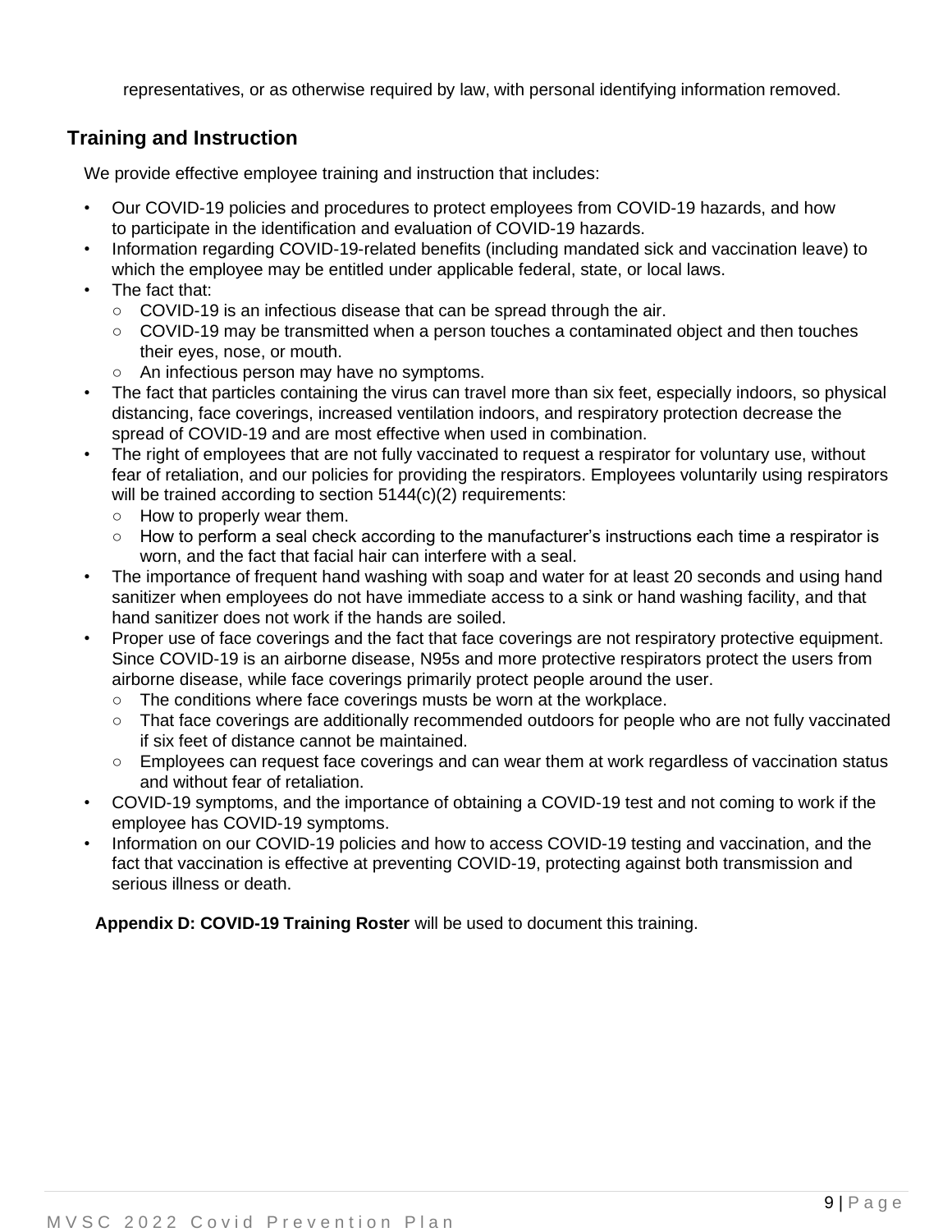representatives, or as otherwise required by law, with personal identifying information removed.

## Training and Instruction

We provide effective employee training and instruction that includes:

- Our COVID-19 policies and procedures to protect employees from COVID-19 hazards, and how to participate in the identification and evaluation of COVID-19 hazards.
- Information regarding COVID-19-related benefits (including mandated sick and vaccination leave) to which the employee may be entitled under applicable federal, state, or local laws.
- The fact that:
  - COVID-19 is an infectious disease that can be spread through the air.
  - COVID-19 may be transmitted when a person touches a contaminated object and then touches their eyes, nose, or mouth.
  - An infectious person may have no symptoms.
- The fact that particles containing the virus can travel more than six feet, especially indoors, so physical distancing, face coverings, increased ventilation indoors, and respiratory protection decrease the spread of COVID-19 and are most effective when used in combination.
- The right of employees that are not fully vaccinated to request a respirator for voluntary use, without fear of retaliation, and our policies for providing the respirators. Employees voluntarily using respirators will be trained according to section 5144(c)(2) requirements:
  - How to properly wear them.
  - How to perform a seal check according to the manufacturer's instructions each time a respirator is worn, and the fact that facial hair can interfere with a seal.
- The importance of frequent hand washing with soap and water for at least 20 seconds and using hand sanitizer when employees do not have immediate access to a sink or hand washing facility, and that hand sanitizer does not work if the hands are soiled.
- Proper use of face coverings and the fact that face coverings are not respiratory protective equipment. Since COVID-19 is an airborne disease, N95s and more protective respirators protect the users from airborne disease, while face coverings primarily protect people around the user.
  - The conditions where face coverings musts be worn at the workplace.
  - That face coverings are additionally recommended outdoors for people who are not fully vaccinated if six feet of distance cannot be maintained.
  - Employees can request face coverings and can wear them at work regardless of vaccination status and without fear of retaliation.
- COVID-19 symptoms, and the importance of obtaining a COVID-19 test and not coming to work if the employee has COVID-19 symptoms.
- Information on our COVID-19 policies and how to access COVID-19 testing and vaccination, and the fact that vaccination is effective at preventing COVID-19, protecting against both transmission and serious illness or death.

**Appendix D: COVID-19 Training Roster** will be used to document this training.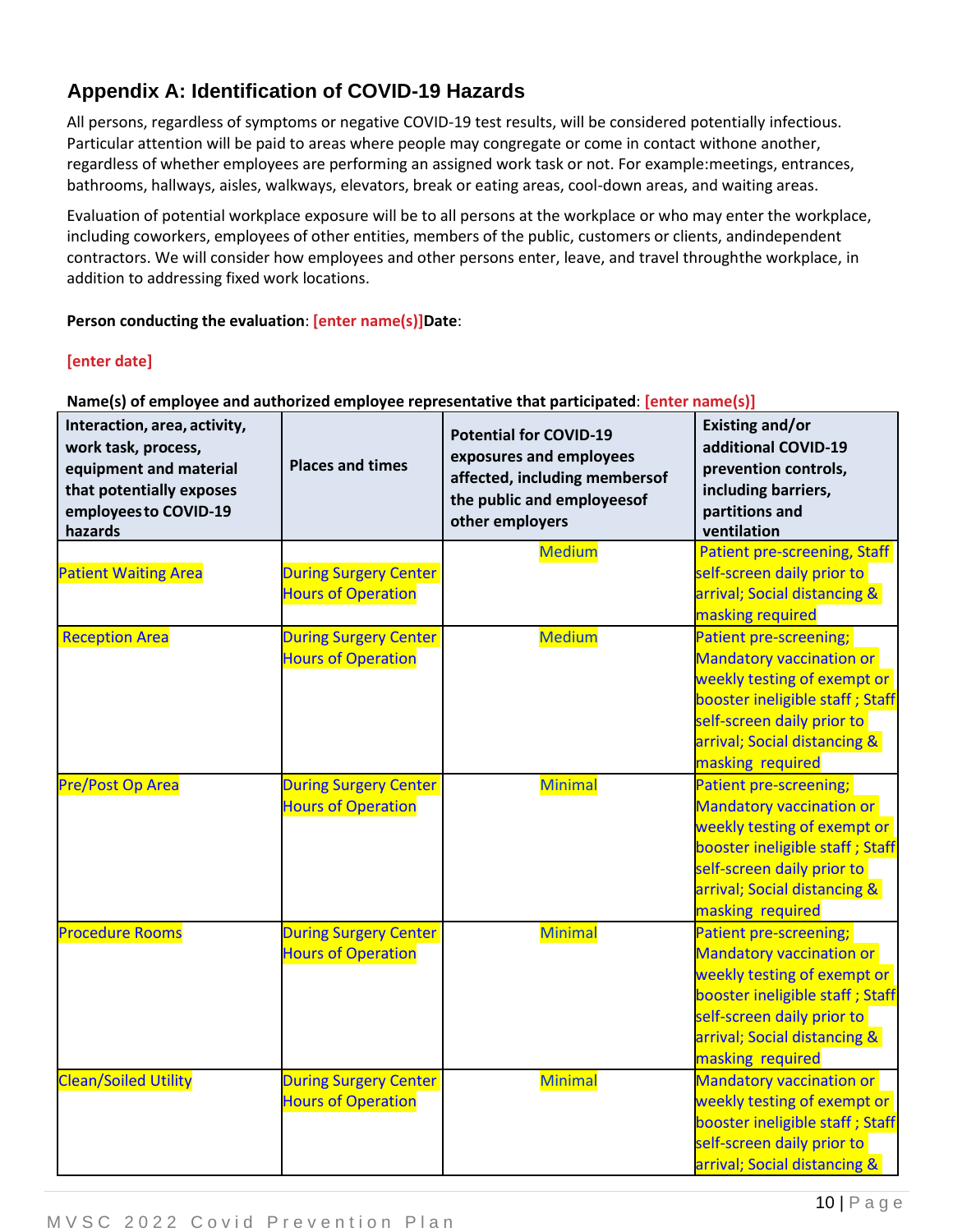## Appendix A: Identification of COVID-19 Hazards

All persons, regardless of symptoms or negative COVID-19 test results, will be considered potentially infectious. Particular attention will be paid to areas where people may congregate or come in contact withone another, regardless of whether employees are performing an assigned work task or not. For example:meetings, entrances, bathrooms, hallways, aisles, walkways, elevators, break or eating areas, cool-down areas, and waiting areas.

Evaluation of potential workplace exposure will be to all persons at the workplace or who may enter the workplace, including coworkers, employees of other entities, members of the public, customers or clients, andindependent contractors. We will consider how employees and other persons enter, leave, and travel throughthe workplace, in addition to addressing fixed work locations.

**Person conducting the evaluation**: **[enter name(s)]Date**:

**[enter date]**

**Name(s) of employee and authorized employee representative that participated**: **[enter name(s)]**

| Interaction, area, activity, work task, process, equipment and material that potentially exposes employees to COVID-19 hazards | Places and times | Potential for COVID-19 exposures and employees affected, including membersof the public and employeesof other employers | Existing and/or additional COVID-19 prevention controls, including barriers, partitions and ventilation |
|---|---|---|---|
| Patient Waiting Area | During Surgery Center Hours of Operation | Medium | Patient pre-screening, Staff self-screen daily prior to arrival; Social distancing & masking required |
| Reception Area | During Surgery Center Hours of Operation | Medium | Patient pre-screening; Mandatory vaccination or weekly testing of exempt or booster ineligible staff ; Staff self-screen daily prior to arrival; Social distancing & masking required |
| Pre/Post Op Area | During Surgery Center Hours of Operation | Minimal | Patient pre-screening; Mandatory vaccination or weekly testing of exempt or booster ineligible staff ; Staff self-screen daily prior to arrival; Social distancing & masking required |
| Procedure Rooms | During Surgery Center Hours of Operation | Minimal | Patient pre-screening; Mandatory vaccination or weekly testing of exempt or booster ineligible staff ; Staff self-screen daily prior to arrival; Social distancing & masking required |
| Clean/Soiled Utility | During Surgery Center Hours of Operation | Minimal | Mandatory vaccination or weekly testing of exempt or booster ineligible staff ; Staff self-screen daily prior to arrival; Social distancing & |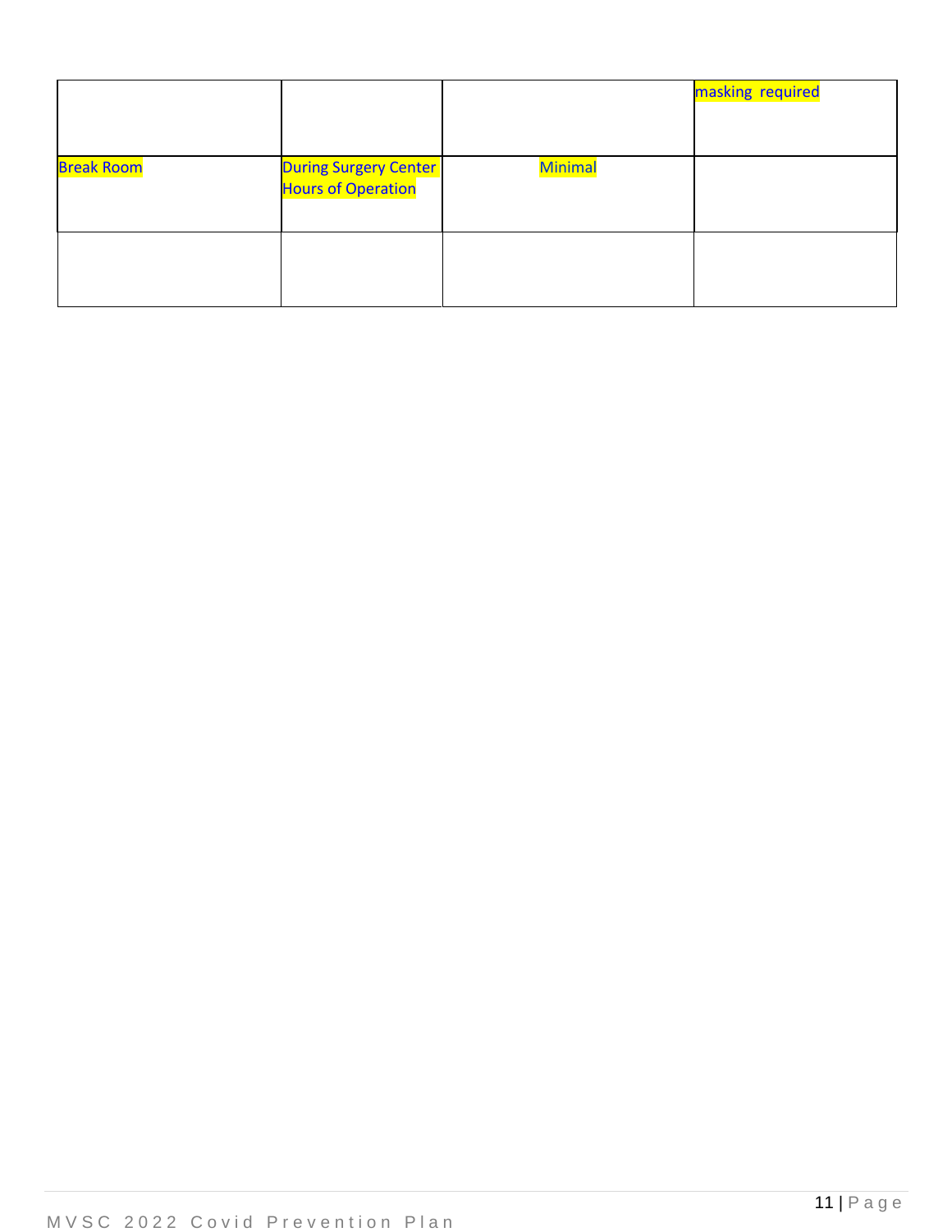| | | | |
|---|---|---|---|
| | | | masking required |
| Break Room | During Surgery Center Hours of Operation | Minimal | |
| | | | |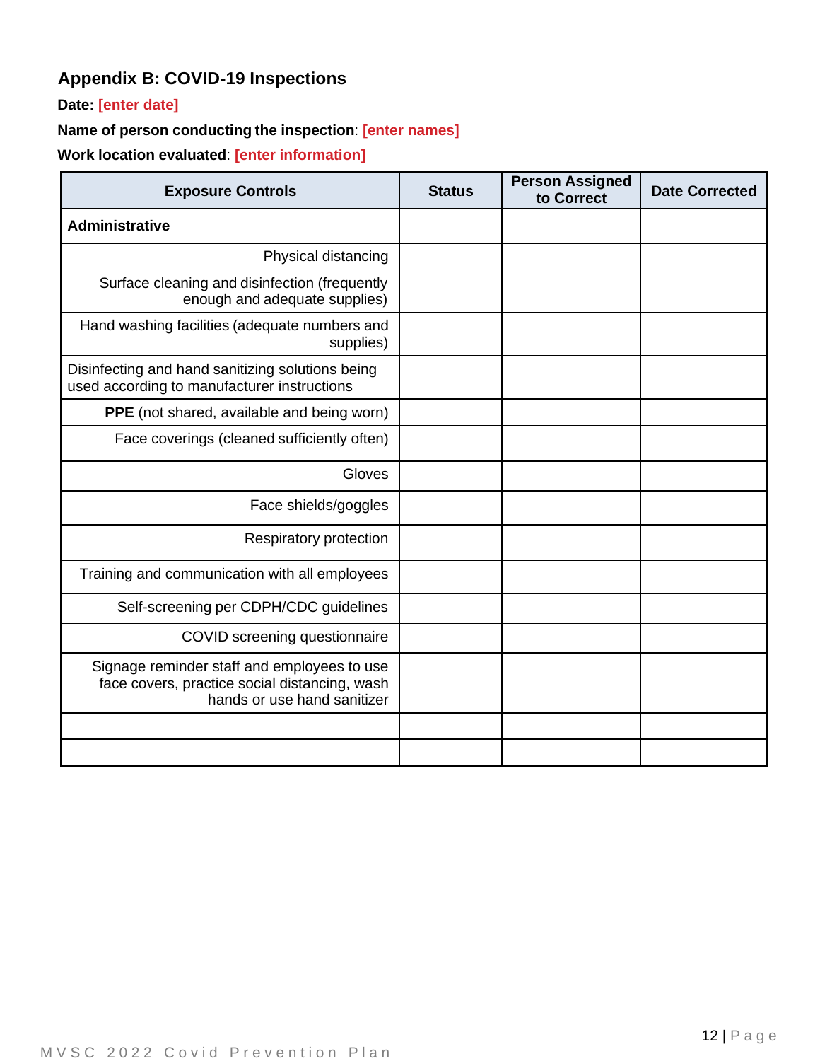## Appendix B: COVID-19 Inspections

**Date:** **[enter date]**

**Name of person conducting the inspection**: **[enter names]**

**Work location evaluated**: **[enter information]**

| Exposure Controls | Status | Person Assigned to Correct | Date Corrected |
|---|---|---|---|
| **Administrative** | | | |
| Physical distancing | | | |
| Surface cleaning and disinfection (frequently enough and adequate supplies) | | | |
| Hand washing facilities (adequate numbers and supplies) | | | |
| Disinfecting and hand sanitizing solutions being used according to manufacturer instructions | | | |
| **PPE** (not shared, available and being worn) | | | |
| Face coverings (cleaned sufficiently often) | | | |
| Gloves | | | |
| Face shields/goggles | | | |
| Respiratory protection | | | |
| Training and communication with all employees | | | |
| Self-screening per CDPH/CDC guidelines | | | |
| COVID screening questionnaire | | | |
| Signage reminder staff and employees to use face covers, practice social distancing, wash hands or use hand sanitizer | | | |
| | | | |
| | | | |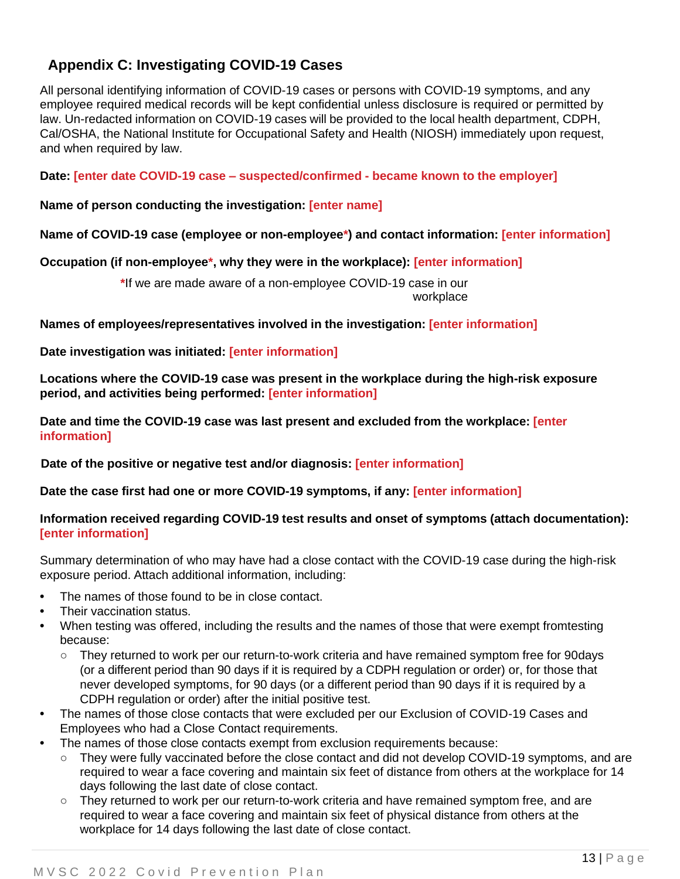## Appendix C: Investigating COVID-19 Cases

All personal identifying information of COVID-19 cases or persons with COVID-19 symptoms, and any employee required medical records will be kept confidential unless disclosure is required or permitted by law. Un-redacted information on COVID-19 cases will be provided to the local health department, CDPH, Cal/OSHA, the National Institute for Occupational Safety and Health (NIOSH) immediately upon request, and when required by law.

**Date:** **[enter date COVID-19 case – suspected/confirmed - became known to the employer]**

**Name of person conducting the investigation:** **[enter name]**

**Name of COVID-19 case (employee or non-employee*) and contact information:** **[enter information]**

**Occupation (if non-employee*, why they were in the workplace):** **[enter information]**

*If we are made aware of a non-employee COVID-19 case in our workplace

**Names of employees/representatives involved in the investigation:** **[enter information]**

**Date investigation was initiated:** **[enter information]**

**Locations where the COVID-19 case was present in the workplace during the high-risk exposure period, and activities being performed:** **[enter information]**

**Date and time the COVID-19 case was last present and excluded from the workplace:** **[enter information]**

**Date of the positive or negative test and/or diagnosis:** **[enter information]**

**Date the case first had one or more COVID-19 symptoms, if any:** **[enter information]**

**Information received regarding COVID-19 test results and onset of symptoms (attach documentation):** **[enter information]**

Summary determination of who may have had a close contact with the COVID-19 case during the high-risk exposure period. Attach additional information, including:

- The names of those found to be in close contact.
- Their vaccination status.
- When testing was offered, including the results and the names of those that were exempt fromtesting because:
  - They returned to work per our return-to-work criteria and have remained symptom free for 90days (or a different period than 90 days if it is required by a CDPH regulation or order) or, for those that never developed symptoms, for 90 days (or a different period than 90 days if it is required by a CDPH regulation or order) after the initial positive test.
- The names of those close contacts that were excluded per our Exclusion of COVID-19 Cases and Employees who had a Close Contact requirements.
- The names of those close contacts exempt from exclusion requirements because:
  - They were fully vaccinated before the close contact and did not develop COVID-19 symptoms, and are required to wear a face covering and maintain six feet of distance from others at the workplace for 14 days following the last date of close contact.
  - They returned to work per our return-to-work criteria and have remained symptom free, and are required to wear a face covering and maintain six feet of physical distance from others at the workplace for 14 days following the last date of close contact.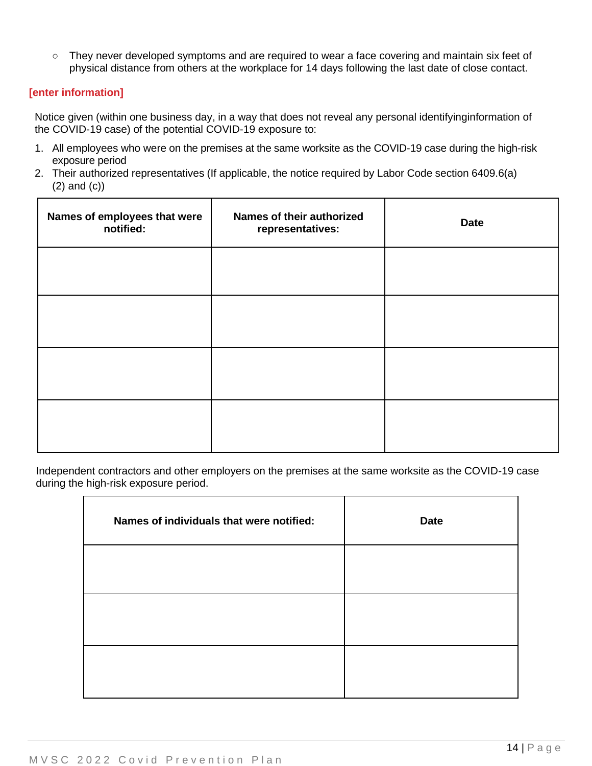- They never developed symptoms and are required to wear a face covering and maintain six feet of physical distance from others at the workplace for 14 days following the last date of close contact.

**[enter information]**

Notice given (within one business day, in a way that does not reveal any personal identifyinginformation of the COVID-19 case) of the potential COVID-19 exposure to:

1. All employees who were on the premises at the same worksite as the COVID-19 case during the high-risk exposure period
2. Their authorized representatives (If applicable, the notice required by Labor Code section 6409.6(a)(2) and (c))

| Names of employees that were notified: | Names of their authorized representatives: | Date |
| --- | --- | --- |
| | | |
| | | |
| | | |
| | | |

Independent contractors and other employers on the premises at the same worksite as the COVID-19 case during the high-risk exposure period.

| Names of individuals that were notified: | Date |
| --- | --- |
| | |
| | |
| | |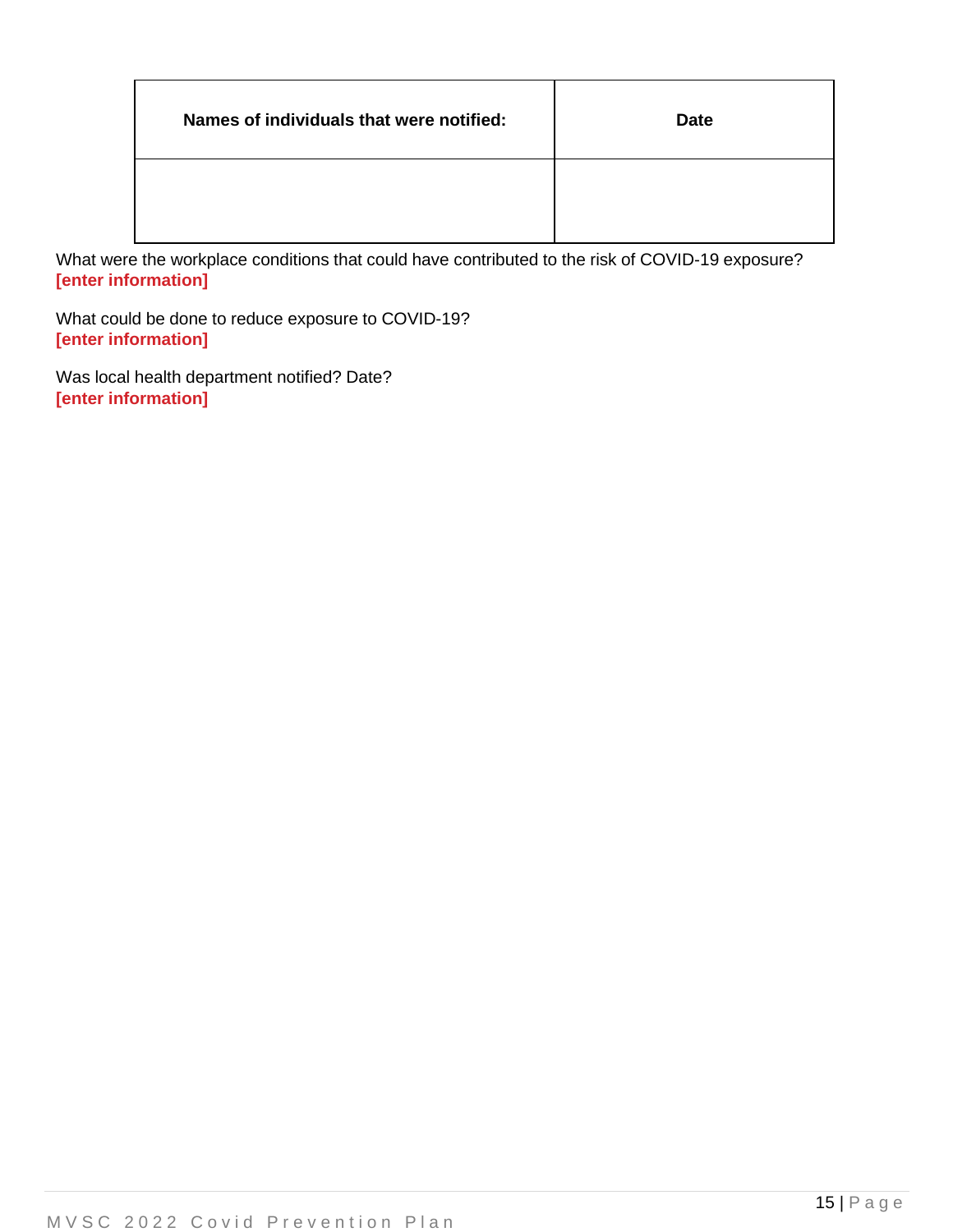| Names of individuals that were notified: | Date |
| --- | --- |
| | |

What were the workplace conditions that could have contributed to the risk of COVID-19 exposure?
**[enter information]**

What could be done to reduce exposure to COVID-19?
**[enter information]**

Was local health department notified? Date?
**[enter information]**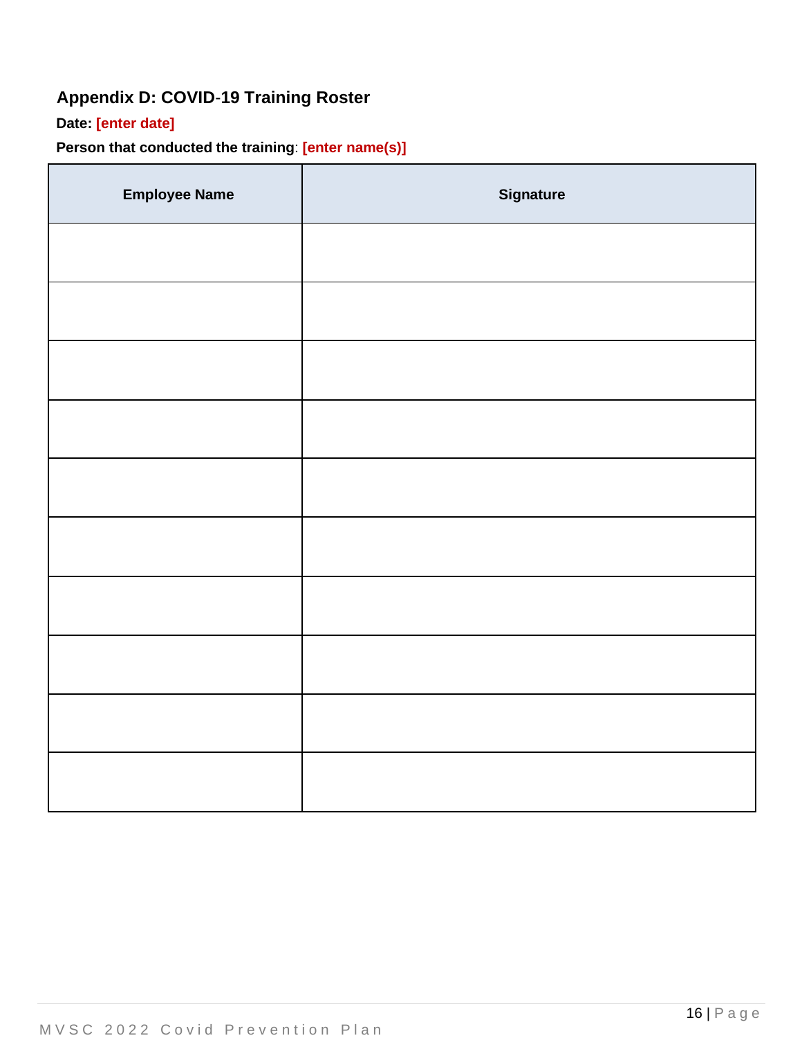## Appendix D: COVID-19 Training Roster

**Date:** **[enter date]**

**Person that conducted the training**: **[enter name(s)]**

| Employee Name | Signature |
|---|---|
| | |
| | |
| | |
| | |
| | |
| | |
| | |
| | |
| | |
| | |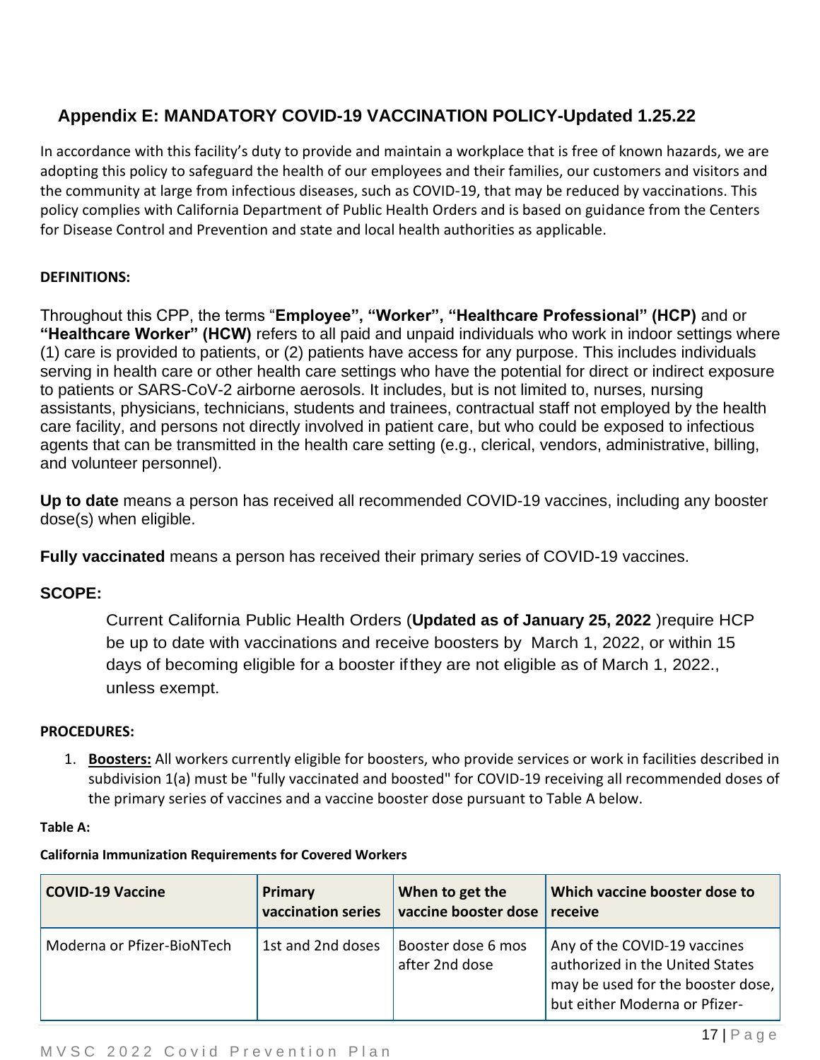## Appendix E: MANDATORY COVID-19 VACCINATION POLICY-Updated 1.25.22

In accordance with this facility's duty to provide and maintain a workplace that is free of known hazards, we are adopting this policy to safeguard the health of our employees and their families, our customers and visitors and the community at large from infectious diseases, such as COVID-19, that may be reduced by vaccinations. This policy complies with California Department of Public Health Orders and is based on guidance from the Centers for Disease Control and Prevention and state and local health authorities as applicable.

**DEFINITIONS:**

Throughout this CPP, the terms "**Employee", "Worker", "Healthcare Professional" (HCP)** and or **"Healthcare Worker" (HCW)** refers to all paid and unpaid individuals who work in indoor settings where (1) care is provided to patients, or (2) patients have access for any purpose. This includes individuals serving in health care or other health care settings who have the potential for direct or indirect exposure to patients or SARS-CoV-2 airborne aerosols. It includes, but is not limited to, nurses, nursing assistants, physicians, technicians, students and trainees, contractual staff not employed by the health care facility, and persons not directly involved in patient care, but who could be exposed to infectious agents that can be transmitted in the health care setting (e.g., clerical, vendors, administrative, billing, and volunteer personnel).

**Up to date** means a person has received all recommended COVID-19 vaccines, including any booster dose(s) when eligible.

**Fully vaccinated** means a person has received their primary series of COVID-19 vaccines.

**SCOPE:**

Current California Public Health Orders (**Updated as of January 25, 2022** )require HCP be up to date with vaccinations and receive boosters by March 1, 2022, or within 15 days of becoming eligible for a booster ifthey are not eligible as of March 1, 2022., unless exempt.

**PROCEDURES:**

1. **Boosters:** All workers currently eligible for boosters, who provide services or work in facilities described in subdivision 1(a) must be "fully vaccinated and boosted" for COVID-19 receiving all recommended doses of the primary series of vaccines and a vaccine booster dose pursuant to Table A below.

**Table A:**

**California Immunization Requirements for Covered Workers**

| COVID-19 Vaccine | Primary vaccination series | When to get the vaccine booster dose | Which vaccine booster dose to receive |
|---|---|---|---|
| Moderna or Pfizer-BioNTech | 1st and 2nd doses | Booster dose 6 mos after 2nd dose | Any of the COVID-19 vaccines authorized in the United States may be used for the booster dose, but either Moderna or Pfizer- |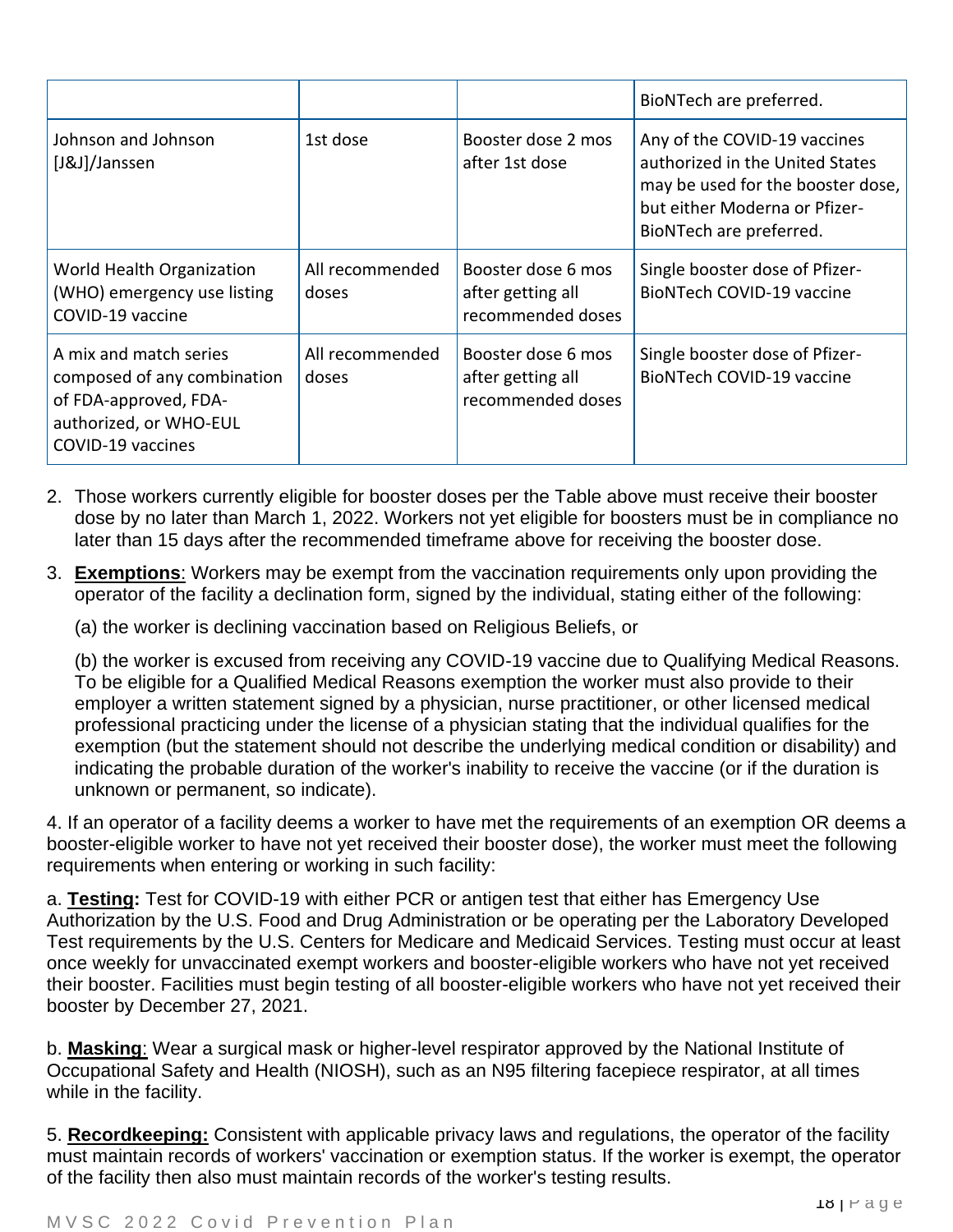| | | | BioNTech are preferred. |
|---|---|---|---|
| Johnson and Johnson [J&J]/Janssen | 1st dose | Booster dose 2 mos after 1st dose | Any of the COVID-19 vaccines authorized in the United States may be used for the booster dose, but either Moderna or Pfizer-BioNTech are preferred. |
| World Health Organization (WHO) emergency use listing COVID-19 vaccine | All recommended doses | Booster dose 6 mos after getting all recommended doses | Single booster dose of Pfizer-BioNTech COVID-19 vaccine |
| A mix and match series composed of any combination of FDA-approved, FDA-authorized, or WHO-EUL COVID-19 vaccines | All recommended doses | Booster dose 6 mos after getting all recommended doses | Single booster dose of Pfizer-BioNTech COVID-19 vaccine |

2. Those workers currently eligible for booster doses per the Table above must receive their booster dose by no later than March 1, 2022. Workers not yet eligible for boosters must be in compliance no later than 15 days after the recommended timeframe above for receiving the booster dose.

3. **Exemptions**: Workers may be exempt from the vaccination requirements only upon providing the operator of the facility a declination form, signed by the individual, stating either of the following:

   (a) the worker is declining vaccination based on Religious Beliefs, or

   (b) the worker is excused from receiving any COVID-19 vaccine due to Qualifying Medical Reasons. To be eligible for a Qualified Medical Reasons exemption the worker must also provide to their employer a written statement signed by a physician, nurse practitioner, or other licensed medical professional practicing under the license of a physician stating that the individual qualifies for the exemption (but the statement should not describe the underlying medical condition or disability) and indicating the probable duration of the worker's inability to receive the vaccine (or if the duration is unknown or permanent, so indicate).

4. If an operator of a facility deems a worker to have met the requirements of an exemption OR deems a booster-eligible worker to have not yet received their booster dose), the worker must meet the following requirements when entering or working in such facility:

a. **Testing:** Test for COVID-19 with either PCR or antigen test that either has Emergency Use Authorization by the U.S. Food and Drug Administration or be operating per the Laboratory Developed Test requirements by the U.S. Centers for Medicare and Medicaid Services. Testing must occur at least once weekly for unvaccinated exempt workers and booster-eligible workers who have not yet received their booster. Facilities must begin testing of all booster-eligible workers who have not yet received their booster by December 27, 2021.

b. **Masking**: Wear a surgical mask or higher-level respirator approved by the National Institute of Occupational Safety and Health (NIOSH), such as an N95 filtering facepiece respirator, at all times while in the facility.

5. **Recordkeeping:** Consistent with applicable privacy laws and regulations, the operator of the facility must maintain records of workers' vaccination or exemption status. If the worker is exempt, the operator of the facility then also must maintain records of the worker's testing results.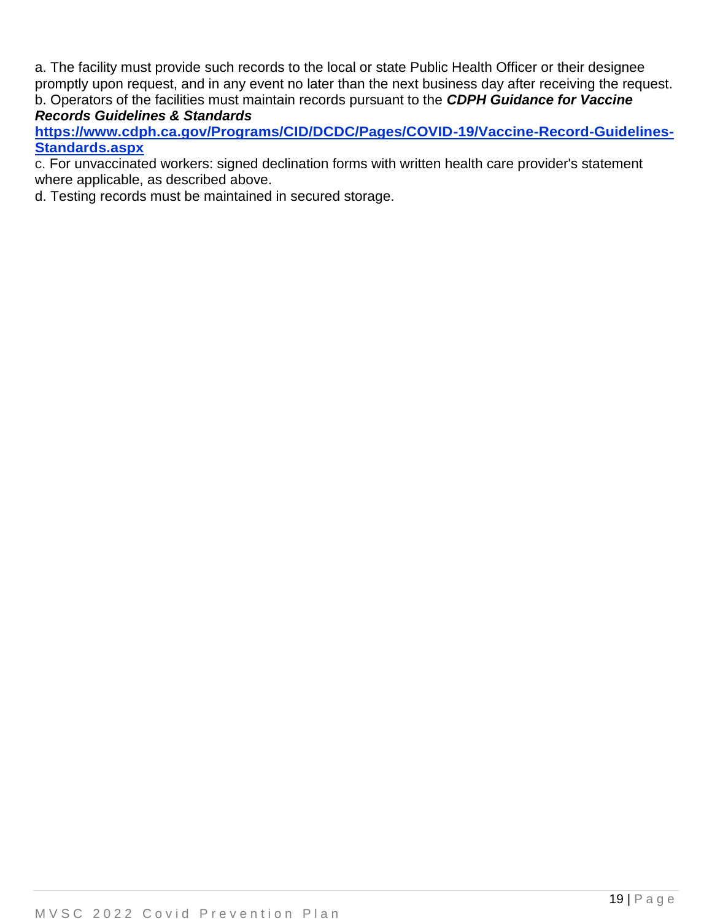a. The facility must provide such records to the local or state Public Health Officer or their designee promptly upon request, and in any event no later than the next business day after receiving the request.
b. Operators of the facilities must maintain records pursuant to the ***CDPH Guidance for Vaccine Records Guidelines & Standards***
**https://www.cdph.ca.gov/Programs/CID/DCDC/Pages/COVID-19/Vaccine-Record-Guidelines-Standards.aspx**
c. For unvaccinated workers: signed declination forms with written health care provider's statement where applicable, as described above.
d. Testing records must be maintained in secured storage.